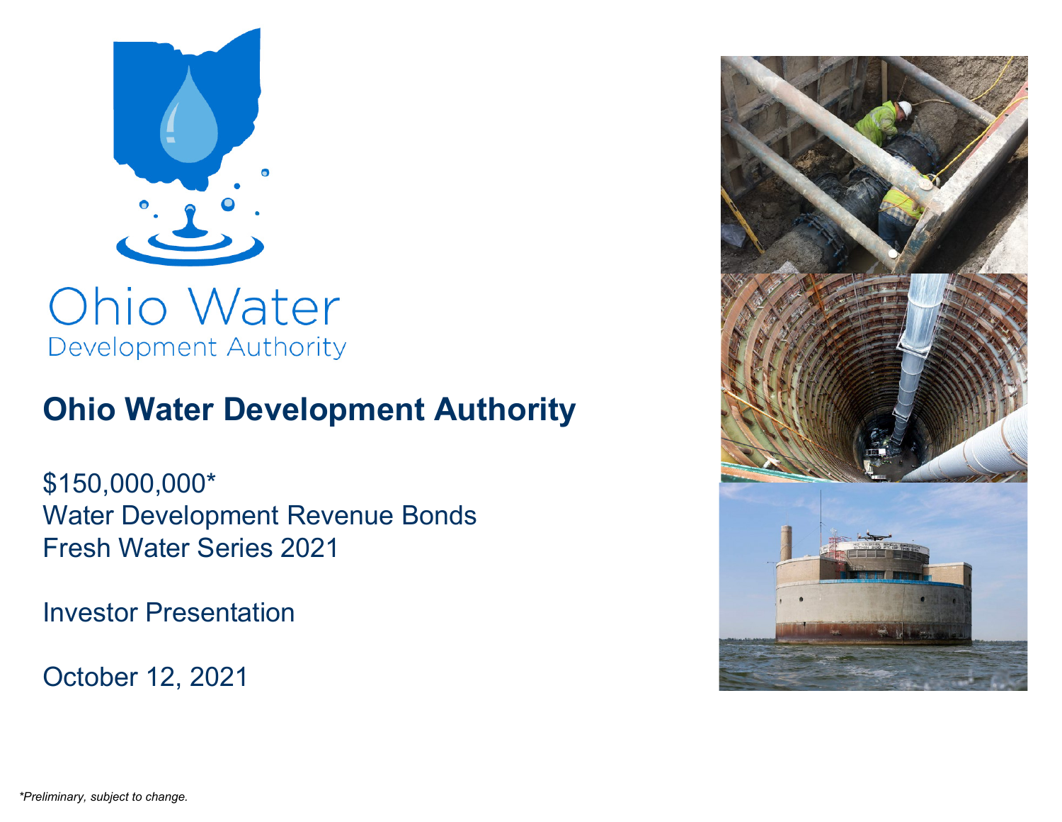Ohio Water
Development Authority

# Ohio Water Development Authority

$150,000,000*
Water Development Revenue Bonds
Fresh Water Series 2021

Investor Presentation

October 12, 2021

*Preliminary, subject to change.*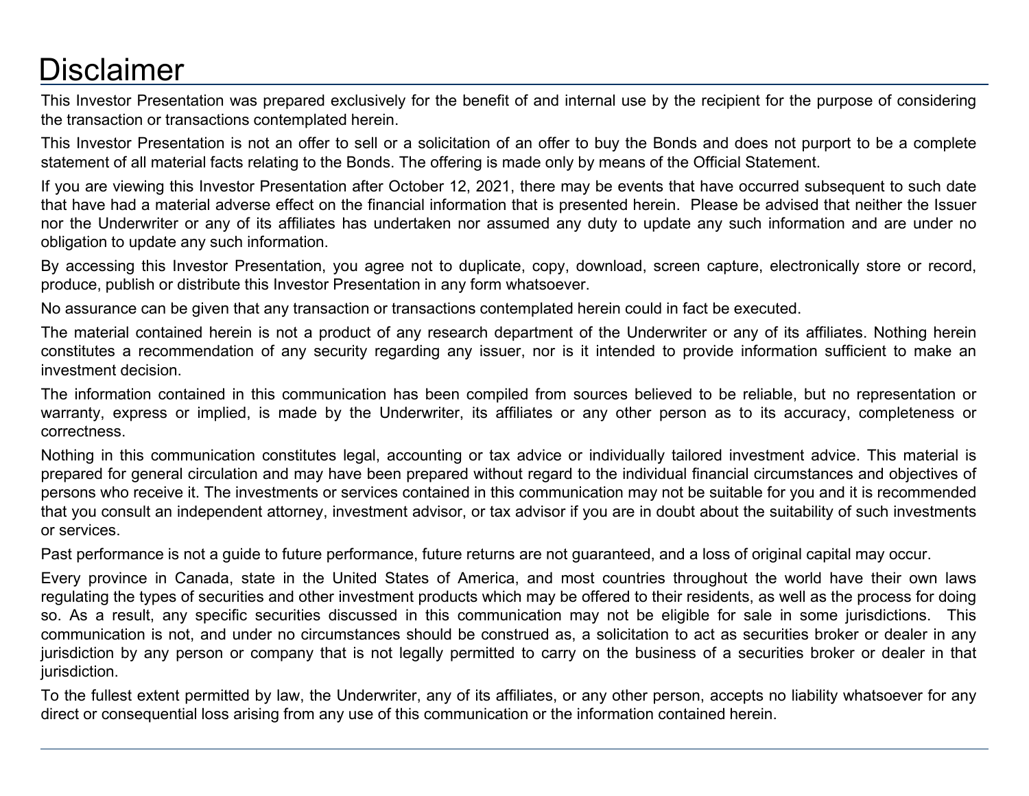# Disclaimer

This Investor Presentation was prepared exclusively for the benefit of and internal use by the recipient for the purpose of considering the transaction or transactions contemplated herein.

This Investor Presentation is not an offer to sell or a solicitation of an offer to buy the Bonds and does not purport to be a complete statement of all material facts relating to the Bonds. The offering is made only by means of the Official Statement.

If you are viewing this Investor Presentation after October 12, 2021, there may be events that have occurred subsequent to such date that have had a material adverse effect on the financial information that is presented herein. Please be advised that neither the Issuer nor the Underwriter or any of its affiliates has undertaken nor assumed any duty to update any such information and are under no obligation to update any such information.

By accessing this Investor Presentation, you agree not to duplicate, copy, download, screen capture, electronically store or record, produce, publish or distribute this Investor Presentation in any form whatsoever.

No assurance can be given that any transaction or transactions contemplated herein could in fact be executed.

The material contained herein is not a product of any research department of the Underwriter or any of its affiliates. Nothing herein constitutes a recommendation of any security regarding any issuer, nor is it intended to provide information sufficient to make an investment decision.

The information contained in this communication has been compiled from sources believed to be reliable, but no representation or warranty, express or implied, is made by the Underwriter, its affiliates or any other person as to its accuracy, completeness or correctness.

Nothing in this communication constitutes legal, accounting or tax advice or individually tailored investment advice. This material is prepared for general circulation and may have been prepared without regard to the individual financial circumstances and objectives of persons who receive it. The investments or services contained in this communication may not be suitable for you and it is recommended that you consult an independent attorney, investment advisor, or tax advisor if you are in doubt about the suitability of such investments or services.

Past performance is not a guide to future performance, future returns are not guaranteed, and a loss of original capital may occur.

Every province in Canada, state in the United States of America, and most countries throughout the world have their own laws regulating the types of securities and other investment products which may be offered to their residents, as well as the process for doing so. As a result, any specific securities discussed in this communication may not be eligible for sale in some jurisdictions. This communication is not, and under no circumstances should be construed as, a solicitation to act as securities broker or dealer in any jurisdiction by any person or company that is not legally permitted to carry on the business of a securities broker or dealer in that jurisdiction.

To the fullest extent permitted by law, the Underwriter, any of its affiliates, or any other person, accepts no liability whatsoever for any direct or consequential loss arising from any use of this communication or the information contained herein.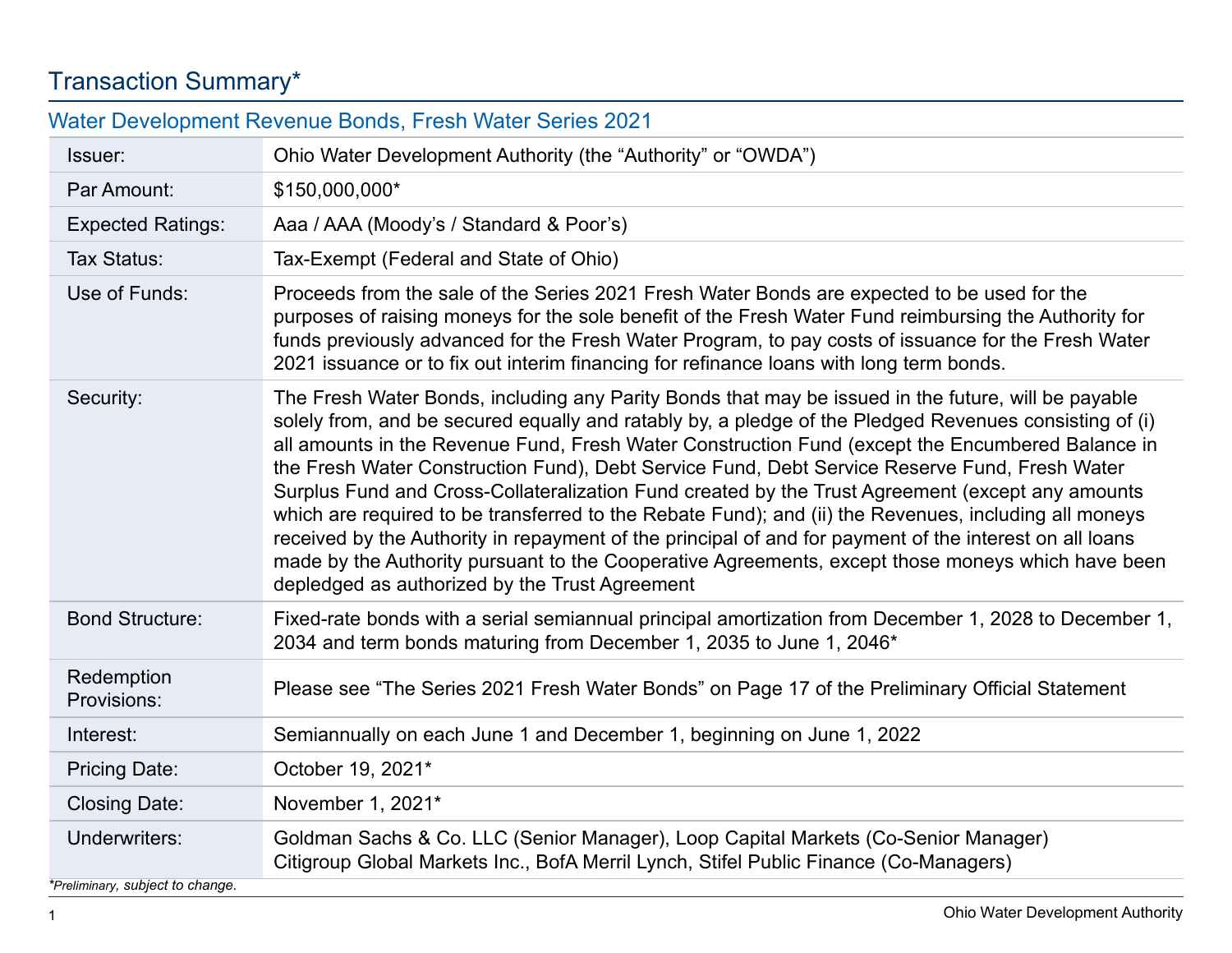# Transaction Summary*

## Water Development Revenue Bonds, Fresh Water Series 2021

| | |
|---|---|
| Issuer: | Ohio Water Development Authority (the "Authority" or "OWDA") |
| Par Amount: | $150,000,000* |
| Expected Ratings: | Aaa / AAA (Moody's / Standard & Poor's) |
| Tax Status: | Tax-Exempt (Federal and State of Ohio) |
| Use of Funds: | Proceeds from the sale of the Series 2021 Fresh Water Bonds are expected to be used for the purposes of raising moneys for the sole benefit of the Fresh Water Fund reimbursing the Authority for funds previously advanced for the Fresh Water Program, to pay costs of issuance for the Fresh Water 2021 issuance or to fix out interim financing for refinance loans with long term bonds. |
| Security: | The Fresh Water Bonds, including any Parity Bonds that may be issued in the future, will be payable solely from, and be secured equally and ratably by, a pledge of the Pledged Revenues consisting of (i) all amounts in the Revenue Fund, Fresh Water Construction Fund (except the Encumbered Balance in the Fresh Water Construction Fund), Debt Service Fund, Debt Service Reserve Fund, Fresh Water Surplus Fund and Cross-Collateralization Fund created by the Trust Agreement (except any amounts which are required to be transferred to the Rebate Fund); and (ii) the Revenues, including all moneys received by the Authority in repayment of the principal of and for payment of the interest on all loans made by the Authority pursuant to the Cooperative Agreements, except those moneys which have been depledged as authorized by the Trust Agreement |
| Bond Structure: | Fixed-rate bonds with a serial semiannual principal amortization from December 1, 2028 to December 1, 2034 and term bonds maturing from December 1, 2035 to June 1, 2046* |
| Redemption Provisions: | Please see "The Series 2021 Fresh Water Bonds" on Page 17 of the Preliminary Official Statement |
| Interest: | Semiannually on each June 1 and December 1, beginning on June 1, 2022 |
| Pricing Date: | October 19, 2021* |
| Closing Date: | November 1, 2021* |
| Underwriters: | Goldman Sachs & Co. LLC (Senior Manager), Loop Capital Markets (Co-Senior Manager) Citigroup Global Markets Inc., BofA Merril Lynch, Stifel Public Finance (Co-Managers) |

*\*Preliminary, subject to change.*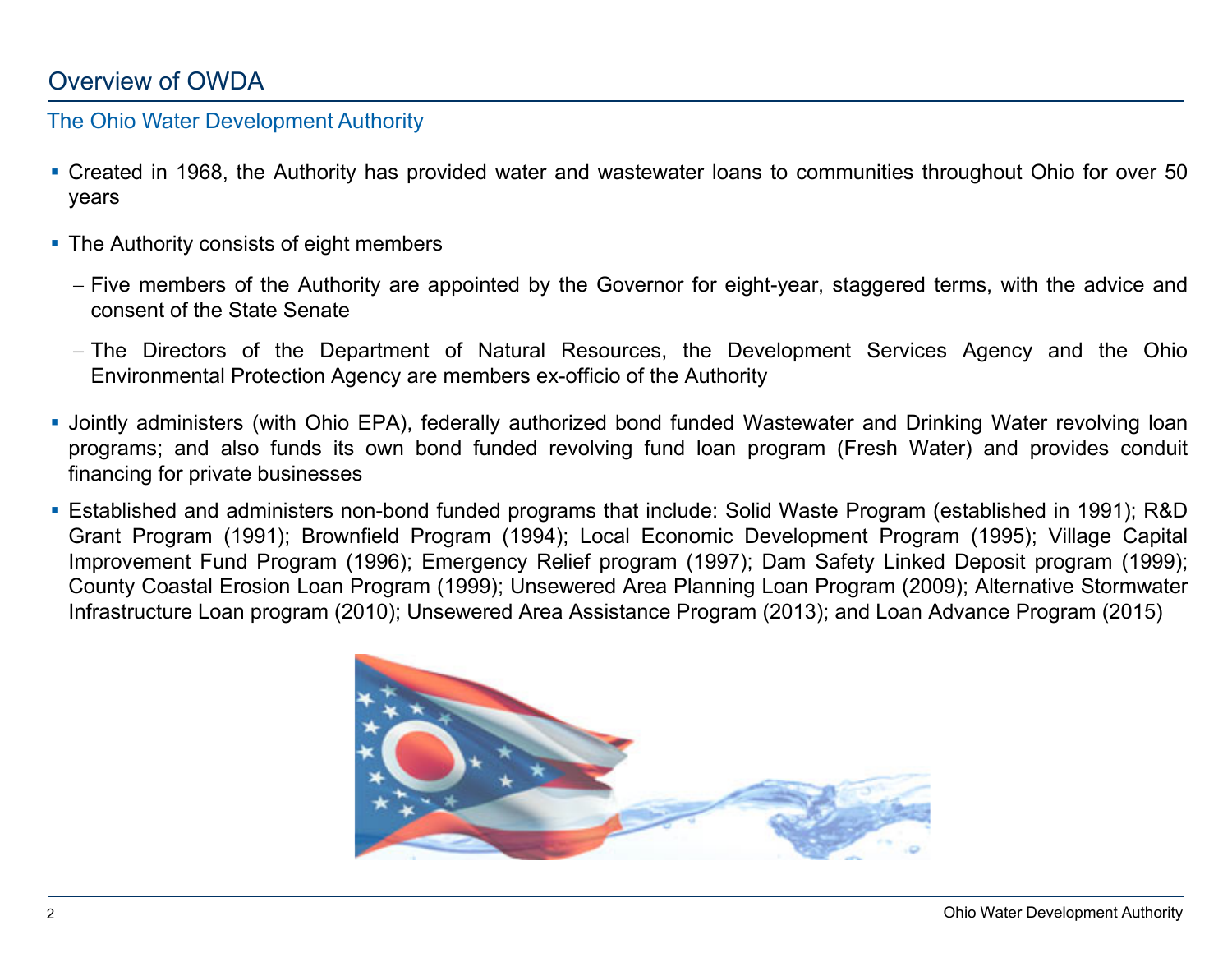# Overview of OWDA

## The Ohio Water Development Authority

- Created in 1968, the Authority has provided water and wastewater loans to communities throughout Ohio for over 50 years
- The Authority consists of eight members
  - Five members of the Authority are appointed by the Governor for eight-year, staggered terms, with the advice and consent of the State Senate
  - The Directors of the Department of Natural Resources, the Development Services Agency and the Ohio Environmental Protection Agency are members ex-officio of the Authority
- Jointly administers (with Ohio EPA), federally authorized bond funded Wastewater and Drinking Water revolving loan programs; and also funds its own bond funded revolving fund loan program (Fresh Water) and provides conduit financing for private businesses
- Established and administers non-bond funded programs that include: Solid Waste Program (established in 1991); R&D Grant Program (1991); Brownfield Program (1994); Local Economic Development Program (1995); Village Capital Improvement Fund Program (1996); Emergency Relief program (1997); Dam Safety Linked Deposit program (1999); County Coastal Erosion Loan Program (1999); Unsewered Area Planning Loan Program (2009); Alternative Stormwater Infrastructure Loan program (2010); Unsewered Area Assistance Program (2013); and Loan Advance Program (2015)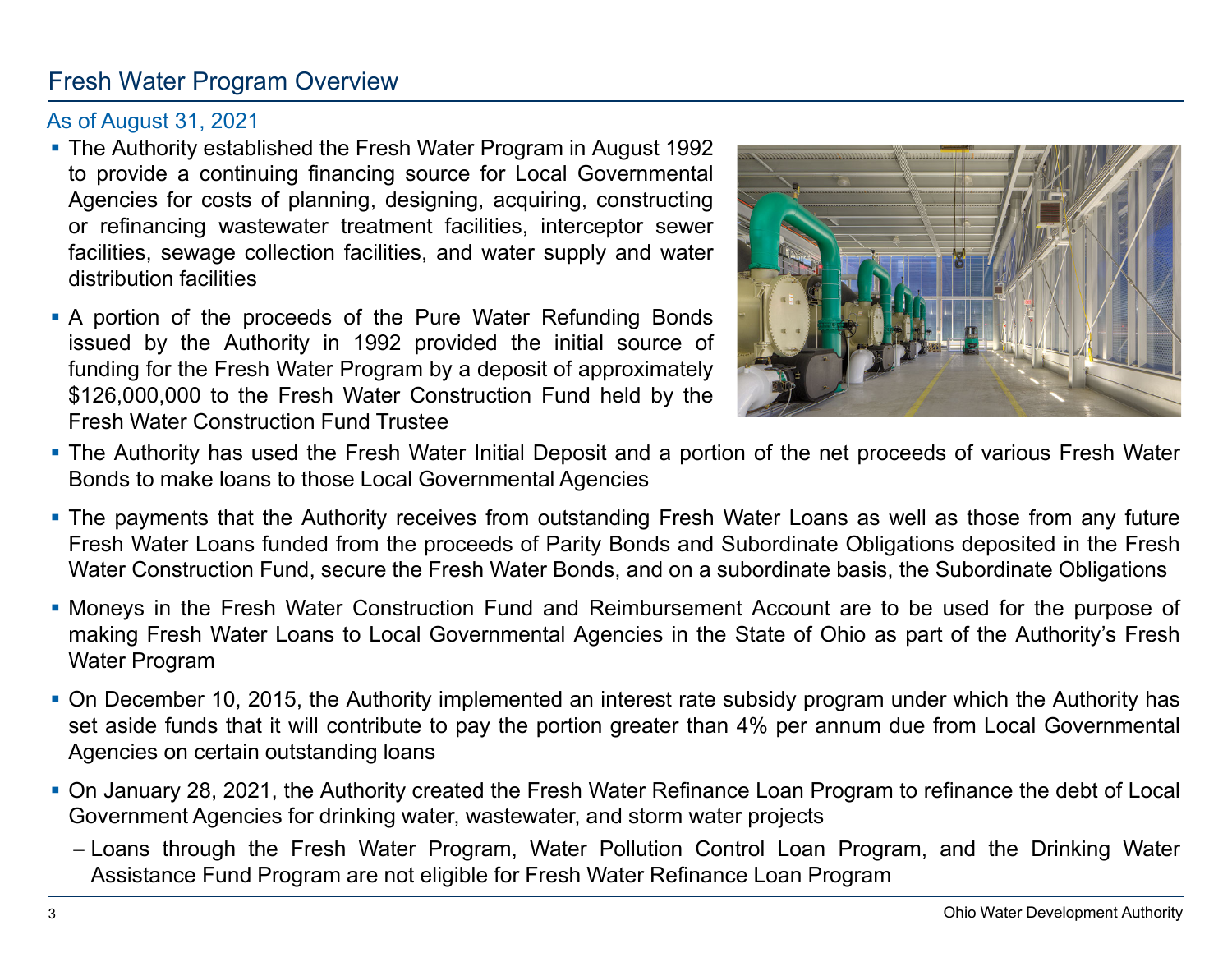## Fresh Water Program Overview

As of August 31, 2021

- The Authority established the Fresh Water Program in August 1992 to provide a continuing financing source for Local Governmental Agencies for costs of planning, designing, acquiring, constructing or refinancing wastewater treatment facilities, interceptor sewer facilities, sewage collection facilities, and water supply and water distribution facilities
- A portion of the proceeds of the Pure Water Refunding Bonds issued by the Authority in 1992 provided the initial source of funding for the Fresh Water Program by a deposit of approximately $126,000,000 to the Fresh Water Construction Fund held by the Fresh Water Construction Fund Trustee
- The Authority has used the Fresh Water Initial Deposit and a portion of the net proceeds of various Fresh Water Bonds to make loans to those Local Governmental Agencies
- The payments that the Authority receives from outstanding Fresh Water Loans as well as those from any future Fresh Water Loans funded from the proceeds of Parity Bonds and Subordinate Obligations deposited in the Fresh Water Construction Fund, secure the Fresh Water Bonds, and on a subordinate basis, the Subordinate Obligations
- Moneys in the Fresh Water Construction Fund and Reimbursement Account are to be used for the purpose of making Fresh Water Loans to Local Governmental Agencies in the State of Ohio as part of the Authority's Fresh Water Program
- On December 10, 2015, the Authority implemented an interest rate subsidy program under which the Authority has set aside funds that it will contribute to pay the portion greater than 4% per annum due from Local Governmental Agencies on certain outstanding loans
- On January 28, 2021, the Authority created the Fresh Water Refinance Loan Program to refinance the debt of Local Government Agencies for drinking water, wastewater, and storm water projects
  - Loans through the Fresh Water Program, Water Pollution Control Loan Program, and the Drinking Water Assistance Fund Program are not eligible for Fresh Water Refinance Loan Program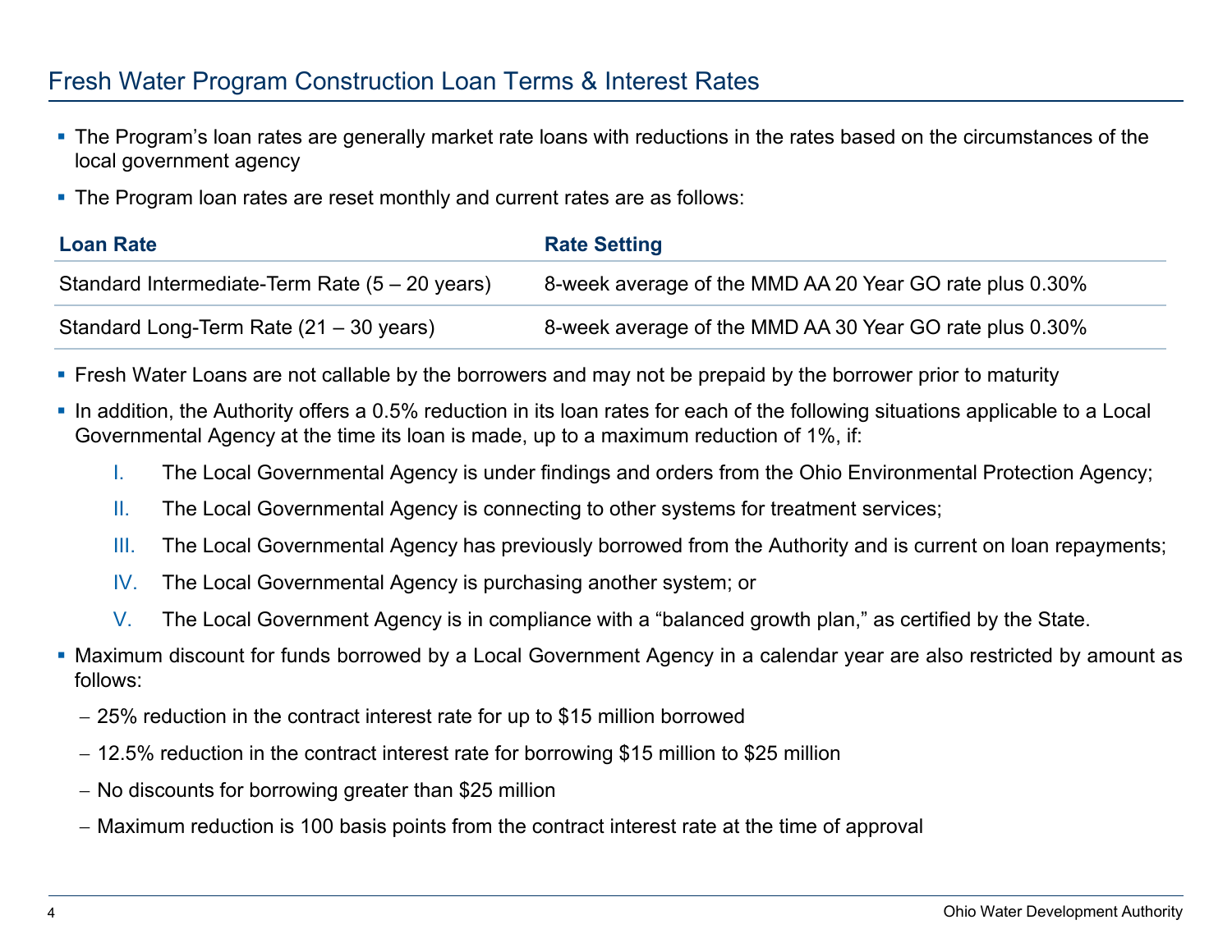## Fresh Water Program Construction Loan Terms & Interest Rates

- The Program's loan rates are generally market rate loans with reductions in the rates based on the circumstances of the local government agency
- The Program loan rates are reset monthly and current rates are as follows:

| Loan Rate | Rate Setting |
|---|---|
| Standard Intermediate-Term Rate (5 – 20 years) | 8-week average of the MMD AA 20 Year GO rate plus 0.30% |
| Standard Long-Term Rate (21 – 30 years) | 8-week average of the MMD AA 30 Year GO rate plus 0.30% |

- Fresh Water Loans are not callable by the borrowers and may not be prepaid by the borrower prior to maturity
- In addition, the Authority offers a 0.5% reduction in its loan rates for each of the following situations applicable to a Local Governmental Agency at the time its loan is made, up to a maximum reduction of 1%, if:
  - I. The Local Governmental Agency is under findings and orders from the Ohio Environmental Protection Agency;
  - II. The Local Governmental Agency is connecting to other systems for treatment services;
  - III. The Local Governmental Agency has previously borrowed from the Authority and is current on loan repayments;
  - IV. The Local Governmental Agency is purchasing another system; or
  - V. The Local Government Agency is in compliance with a "balanced growth plan," as certified by the State.
- Maximum discount for funds borrowed by a Local Government Agency in a calendar year are also restricted by amount as follows:
  - 25% reduction in the contract interest rate for up to $15 million borrowed
  - 12.5% reduction in the contract interest rate for borrowing $15 million to $25 million
  - No discounts for borrowing greater than $25 million
  - Maximum reduction is 100 basis points from the contract interest rate at the time of approval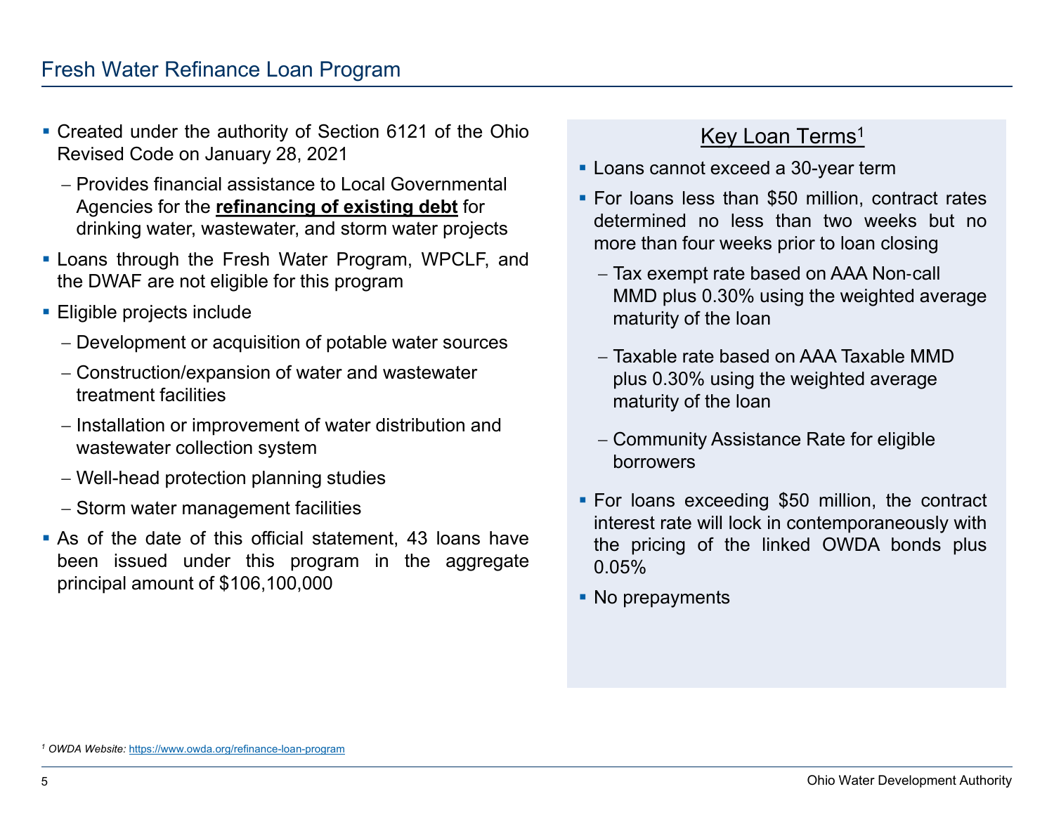## Fresh Water Refinance Loan Program

- Created under the authority of Section 6121 of the Ohio Revised Code on January 28, 2021
  - Provides financial assistance to Local Governmental Agencies for the **refinancing of existing debt** for drinking water, wastewater, and storm water projects
- Loans through the Fresh Water Program, WPCLF, and the DWAF are not eligible for this program
- Eligible projects include
  - Development or acquisition of potable water sources
  - Construction/expansion of water and wastewater treatment facilities
  - Installation or improvement of water distribution and wastewater collection system
  - Well-head protection planning studies
  - Storm water management facilities
- As of the date of this official statement, 43 loans have been issued under this program in the aggregate principal amount of $106,100,000

### Key Loan Terms[1]

- Loans cannot exceed a 30-year term
- For loans less than $50 million, contract rates determined no less than two weeks but no more than four weeks prior to loan closing
  - Tax exempt rate based on AAA Non-call MMD plus 0.30% using the weighted average maturity of the loan
  - Taxable rate based on AAA Taxable MMD plus 0.30% using the weighted average maturity of the loan
  - Community Assistance Rate for eligible borrowers
- For loans exceeding $50 million, the contract interest rate will lock in contemporaneously with the pricing of the linked OWDA bonds plus 0.05%
- No prepayments

[1] *OWDA Website:* https://www.owda.org/refinance-loan-program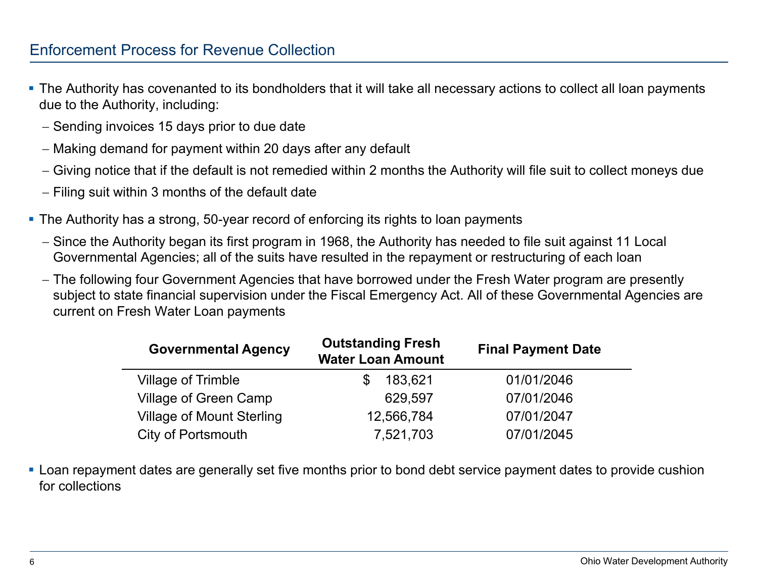## Enforcement Process for Revenue Collection

- The Authority has covenanted to its bondholders that it will take all necessary actions to collect all loan payments due to the Authority, including:
  - Sending invoices 15 days prior to due date
  - Making demand for payment within 20 days after any default
  - Giving notice that if the default is not remedied within 2 months the Authority will file suit to collect moneys due
  - Filing suit within 3 months of the default date
- The Authority has a strong, 50-year record of enforcing its rights to loan payments
  - Since the Authority began its first program in 1968, the Authority has needed to file suit against 11 Local Governmental Agencies; all of the suits have resulted in the repayment or restructuring of each loan
  - The following four Government Agencies that have borrowed under the Fresh Water program are presently subject to state financial supervision under the Fiscal Emergency Act. All of these Governmental Agencies are current on Fresh Water Loan payments

| Governmental Agency | Outstanding Fresh Water Loan Amount | Final Payment Date |
|---|---|---|
| Village of Trimble | $ 183,621 | 01/01/2046 |
| Village of Green Camp | 629,597 | 07/01/2046 |
| Village of Mount Sterling | 12,566,784 | 07/01/2047 |
| City of Portsmouth | 7,521,703 | 07/01/2045 |

- Loan repayment dates are generally set five months prior to bond debt service payment dates to provide cushion for collections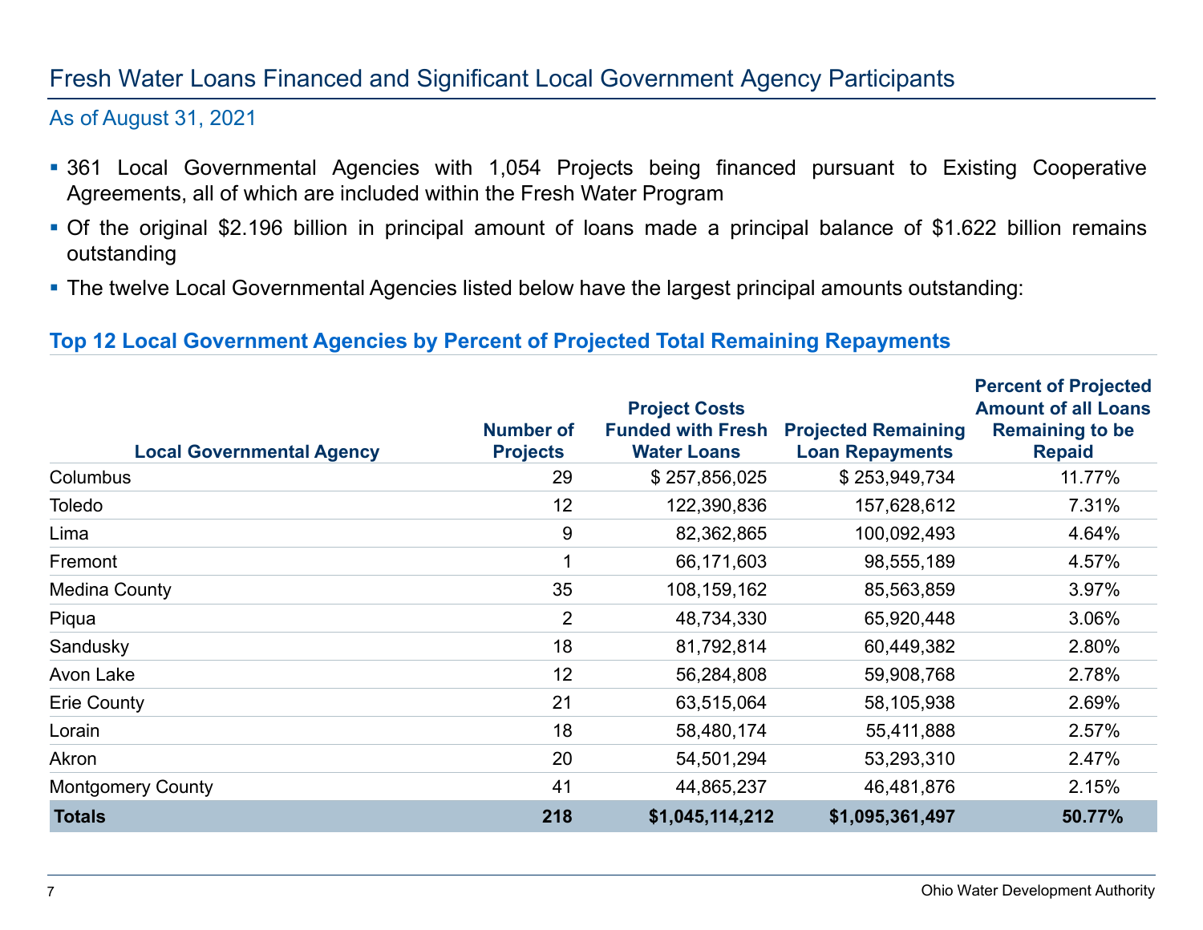# Fresh Water Loans Financed and Significant Local Government Agency Participants

As of August 31, 2021

- 361 Local Governmental Agencies with 1,054 Projects being financed pursuant to Existing Cooperative Agreements, all of which are included within the Fresh Water Program
- Of the original $2.196 billion in principal amount of loans made a principal balance of $1.622 billion remains outstanding
- The twelve Local Governmental Agencies listed below have the largest principal amounts outstanding:

### Top 12 Local Government Agencies by Percent of Projected Total Remaining Repayments

| Local Governmental Agency | Number of Projects | Project Costs Funded with Fresh Water Loans | Projected Remaining Loan Repayments | Percent of Projected Amount of all Loans Remaining to be Repaid |
|---|---|---|---|---|
| Columbus | 29 | $ 257,856,025 | $ 253,949,734 | 11.77% |
| Toledo | 12 | 122,390,836 | 157,628,612 | 7.31% |
| Lima | 9 | 82,362,865 | 100,092,493 | 4.64% |
| Fremont | 1 | 66,171,603 | 98,555,189 | 4.57% |
| Medina County | 35 | 108,159,162 | 85,563,859 | 3.97% |
| Piqua | 2 | 48,734,330 | 65,920,448 | 3.06% |
| Sandusky | 18 | 81,792,814 | 60,449,382 | 2.80% |
| Avon Lake | 12 | 56,284,808 | 59,908,768 | 2.78% |
| Erie County | 21 | 63,515,064 | 58,105,938 | 2.69% |
| Lorain | 18 | 58,480,174 | 55,411,888 | 2.57% |
| Akron | 20 | 54,501,294 | 53,293,310 | 2.47% |
| Montgomery County | 41 | 44,865,237 | 46,481,876 | 2.15% |
| **Totals** | **218** | **$1,045,114,212** | **$1,095,361,497** | **50.77%** |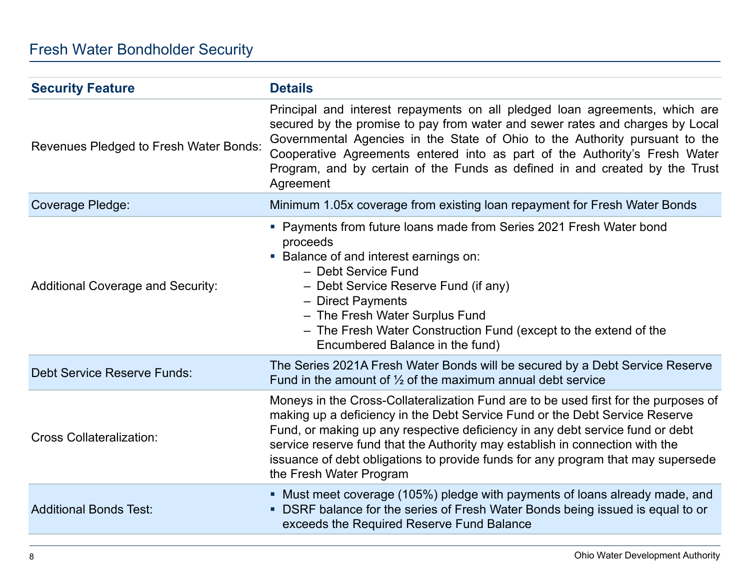## Fresh Water Bondholder Security

| Security Feature | Details |
| --- | --- |
| Revenues Pledged to Fresh Water Bonds: | Principal and interest repayments on all pledged loan agreements, which are secured by the promise to pay from water and sewer rates and charges by Local Governmental Agencies in the State of Ohio to the Authority pursuant to the Cooperative Agreements entered into as part of the Authority's Fresh Water Program, and by certain of the Funds as defined in and created by the Trust Agreement |
| Coverage Pledge: | Minimum 1.05x coverage from existing loan repayment for Fresh Water Bonds |
| Additional Coverage and Security: | ▪ Payments from future loans made from Series 2021 Fresh Water bond proceeds<br>▪ Balance of and interest earnings on:<br>– Debt Service Fund<br>– Debt Service Reserve Fund (if any)<br>– Direct Payments<br>– The Fresh Water Surplus Fund<br>– The Fresh Water Construction Fund (except to the extend of the Encumbered Balance in the fund) |
| Debt Service Reserve Funds: | The Series 2021A Fresh Water Bonds will be secured by a Debt Service Reserve Fund in the amount of ½ of the maximum annual debt service |
| Cross Collateralization: | Moneys in the Cross-Collateralization Fund are to be used first for the purposes of making up a deficiency in the Debt Service Fund or the Debt Service Reserve Fund, or making up any respective deficiency in any debt service fund or debt service reserve fund that the Authority may establish in connection with the issuance of debt obligations to provide funds for any program that may supersede the Fresh Water Program |
| Additional Bonds Test: | ▪ Must meet coverage (105%) pledge with payments of loans already made, and<br>▪ DSRF balance for the series of Fresh Water Bonds being issued is equal to or exceeds the Required Reserve Fund Balance |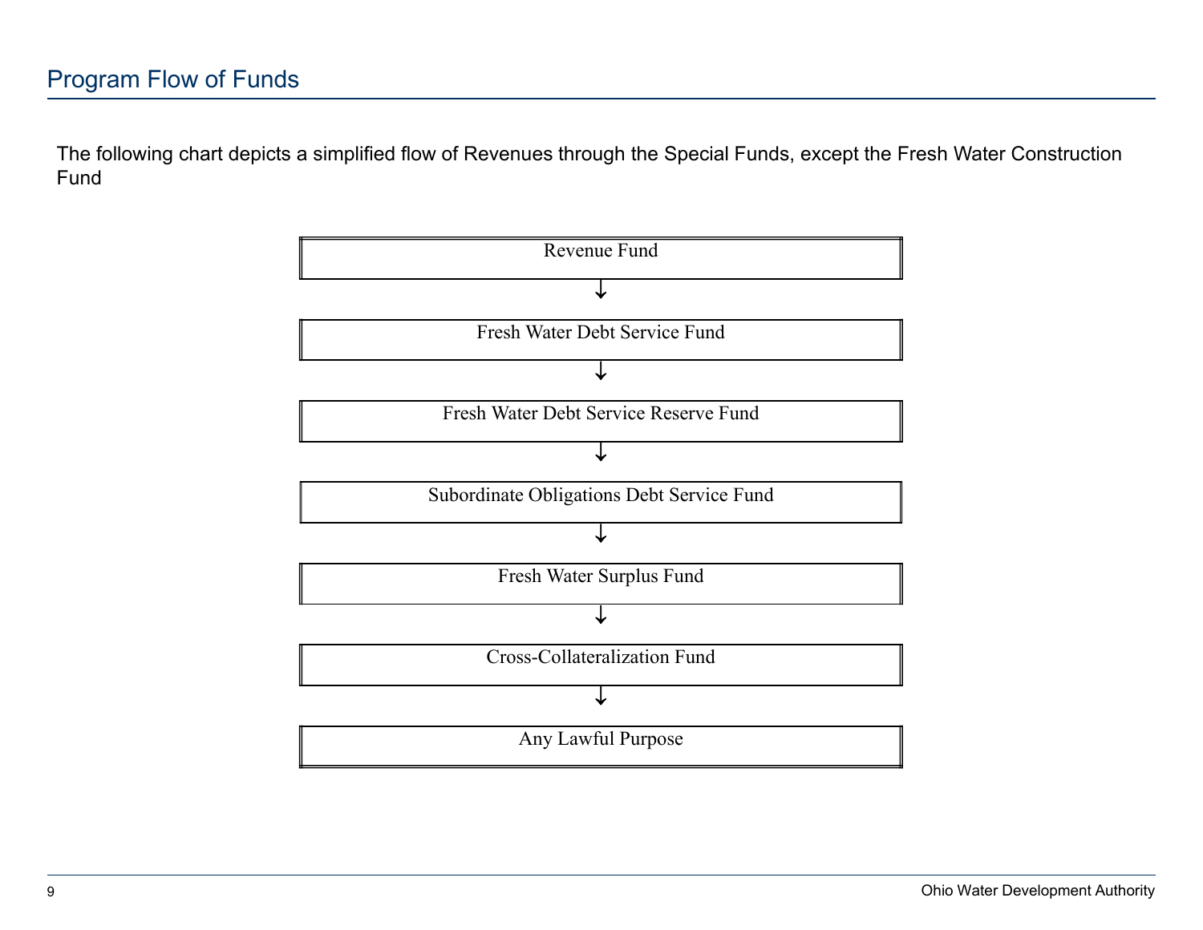## Program Flow of Funds

The following chart depicts a simplified flow of Revenues through the Special Funds, except the Fresh Water Construction Fund

Revenue Fund

↓

Fresh Water Debt Service Fund

↓

Fresh Water Debt Service Reserve Fund

↓

Subordinate Obligations Debt Service Fund

↓

Fresh Water Surplus Fund

↓

Cross-Collateralization Fund

↓

Any Lawful Purpose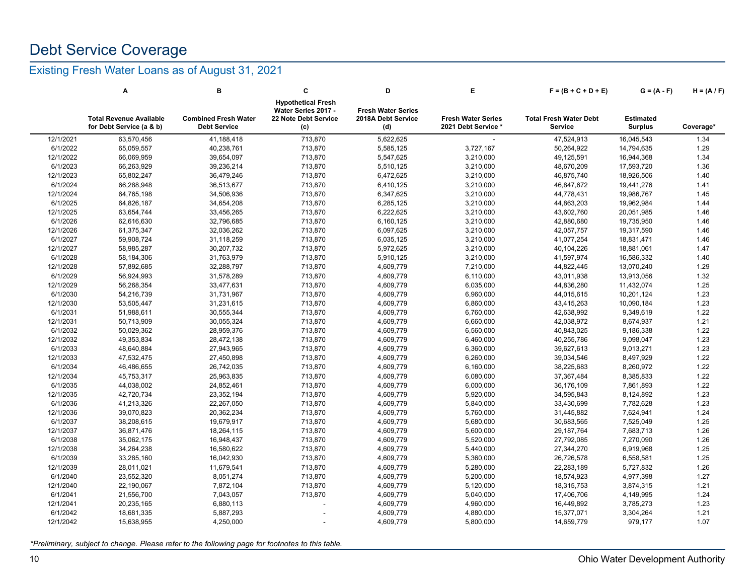# Debt Service Coverage

## Existing Fresh Water Loans as of August 31, 2021

| | A | B | C | D | E | F = (B + C + D + E) | G = (A - F) | H = (A / F) |
|---|---|---|---|---|---|---|---|---|
| | Total Revenue Available for Debt Service (a & b) | Combined Fresh Water Debt Service | Hypothetical Fresh Water Series 2017 - 22 Note Debt Service (c) | Fresh Water Series 2018A Debt Service (d) | Fresh Water Series 2021 Debt Service * | Total Fresh Water Debt Service | Estimated Surplus | Coverage* |
| 12/1/2021 | 63,570,456 | 41,188,418 | 713,870 | 5,622,625 | - | 47,524,913 | 16,045,543 | 1.34 |
| 6/1/2022 | 65,059,557 | 40,238,761 | 713,870 | 5,585,125 | 3,727,167 | 50,264,922 | 14,794,635 | 1.29 |
| 12/1/2022 | 66,069,959 | 39,654,097 | 713,870 | 5,547,625 | 3,210,000 | 49,125,591 | 16,944,368 | 1.34 |
| 6/1/2023 | 66,263,929 | 39,236,214 | 713,870 | 5,510,125 | 3,210,000 | 48,670,209 | 17,593,720 | 1.36 |
| 12/1/2023 | 65,802,247 | 36,479,246 | 713,870 | 6,472,625 | 3,210,000 | 46,875,740 | 18,926,506 | 1.40 |
| 6/1/2024 | 66,288,948 | 36,513,677 | 713,870 | 6,410,125 | 3,210,000 | 46,847,672 | 19,441,276 | 1.41 |
| 12/1/2024 | 64,765,198 | 34,506,936 | 713,870 | 6,347,625 | 3,210,000 | 44,778,431 | 19,986,767 | 1.45 |
| 6/1/2025 | 64,826,187 | 34,654,208 | 713,870 | 6,285,125 | 3,210,000 | 44,863,203 | 19,962,984 | 1.44 |
| 12/1/2025 | 63,654,744 | 33,456,265 | 713,870 | 6,222,625 | 3,210,000 | 43,602,760 | 20,051,985 | 1.46 |
| 6/1/2026 | 62,616,630 | 32,796,685 | 713,870 | 6,160,125 | 3,210,000 | 42,880,680 | 19,735,950 | 1.46 |
| 12/1/2026 | 61,375,347 | 32,036,262 | 713,870 | 6,097,625 | 3,210,000 | 42,057,757 | 19,317,590 | 1.46 |
| 6/1/2027 | 59,908,724 | 31,118,259 | 713,870 | 6,035,125 | 3,210,000 | 41,077,254 | 18,831,471 | 1.46 |
| 12/1/2027 | 58,985,287 | 30,207,732 | 713,870 | 5,972,625 | 3,210,000 | 40,104,226 | 18,881,061 | 1.47 |
| 6/1/2028 | 58,184,306 | 31,763,979 | 713,870 | 5,910,125 | 3,210,000 | 41,597,974 | 16,586,332 | 1.40 |
| 12/1/2028 | 57,892,685 | 32,288,797 | 713,870 | 4,609,779 | 7,210,000 | 44,822,445 | 13,070,240 | 1.29 |
| 6/1/2029 | 56,924,993 | 31,578,289 | 713,870 | 4,609,779 | 6,110,000 | 43,011,938 | 13,913,056 | 1.32 |
| 12/1/2029 | 56,268,354 | 33,477,631 | 713,870 | 4,609,779 | 6,035,000 | 44,836,280 | 11,432,074 | 1.25 |
| 6/1/2030 | 54,216,739 | 31,731,967 | 713,870 | 4,609,779 | 6,960,000 | 44,015,615 | 10,201,124 | 1.23 |
| 12/1/2030 | 53,505,447 | 31,231,615 | 713,870 | 4,609,779 | 6,860,000 | 43,415,263 | 10,090,184 | 1.23 |
| 6/1/2031 | 51,988,611 | 30,555,344 | 713,870 | 4,609,779 | 6,760,000 | 42,638,992 | 9,349,619 | 1.22 |
| 12/1/2031 | 50,713,909 | 30,055,324 | 713,870 | 4,609,779 | 6,660,000 | 42,038,972 | 8,674,937 | 1.21 |
| 6/1/2032 | 50,029,362 | 28,959,376 | 713,870 | 4,609,779 | 6,560,000 | 40,843,025 | 9,186,338 | 1.22 |
| 12/1/2032 | 49,353,834 | 28,472,138 | 713,870 | 4,609,779 | 6,460,000 | 40,255,786 | 9,098,047 | 1.23 |
| 6/1/2033 | 48,640,884 | 27,943,965 | 713,870 | 4,609,779 | 6,360,000 | 39,627,613 | 9,013,271 | 1.23 |
| 12/1/2033 | 47,532,475 | 27,450,898 | 713,870 | 4,609,779 | 6,260,000 | 39,034,546 | 8,497,929 | 1.22 |
| 6/1/2034 | 46,486,655 | 26,742,035 | 713,870 | 4,609,779 | 6,160,000 | 38,225,683 | 8,260,972 | 1.22 |
| 12/1/2034 | 45,753,317 | 25,963,835 | 713,870 | 4,609,779 | 6,080,000 | 37,367,484 | 8,385,833 | 1.22 |
| 6/1/2035 | 44,038,002 | 24,852,461 | 713,870 | 4,609,779 | 6,000,000 | 36,176,109 | 7,861,893 | 1.22 |
| 12/1/2035 | 42,720,734 | 23,352,194 | 713,870 | 4,609,779 | 5,920,000 | 34,595,843 | 8,124,892 | 1.23 |
| 6/1/2036 | 41,213,326 | 22,267,050 | 713,870 | 4,609,779 | 5,840,000 | 33,430,699 | 7,782,628 | 1.23 |
| 12/1/2036 | 39,070,823 | 20,362,234 | 713,870 | 4,609,779 | 5,760,000 | 31,445,882 | 7,624,941 | 1.24 |
| 6/1/2037 | 38,208,615 | 19,679,917 | 713,870 | 4,609,779 | 5,680,000 | 30,683,565 | 7,525,049 | 1.25 |
| 12/1/2037 | 36,871,476 | 18,264,115 | 713,870 | 4,609,779 | 5,600,000 | 29,187,764 | 7,683,713 | 1.26 |
| 6/1/2038 | 35,062,175 | 16,948,437 | 713,870 | 4,609,779 | 5,520,000 | 27,792,085 | 7,270,090 | 1.26 |
| 12/1/2038 | 34,264,238 | 16,580,622 | 713,870 | 4,609,779 | 5,440,000 | 27,344,270 | 6,919,968 | 1.25 |
| 6/1/2039 | 33,285,160 | 16,042,930 | 713,870 | 4,609,779 | 5,360,000 | 26,726,578 | 6,558,581 | 1.25 |
| 12/1/2039 | 28,011,021 | 11,679,541 | 713,870 | 4,609,779 | 5,280,000 | 22,283,189 | 5,727,832 | 1.26 |
| 6/1/2040 | 23,552,320 | 8,051,274 | 713,870 | 4,609,779 | 5,200,000 | 18,574,923 | 4,977,398 | 1.27 |
| 12/1/2040 | 22,190,067 | 7,872,104 | 713,870 | 4,609,779 | 5,120,000 | 18,315,753 | 3,874,315 | 1.21 |
| 6/1/2041 | 21,556,700 | 7,043,057 | 713,870 | 4,609,779 | 5,040,000 | 17,406,706 | 4,149,995 | 1.24 |
| 12/1/2041 | 20,235,165 | 6,880,113 | - | 4,609,779 | 4,960,000 | 16,449,892 | 3,785,273 | 1.23 |
| 6/1/2042 | 18,681,335 | 5,887,293 | - | 4,609,779 | 4,880,000 | 15,377,071 | 3,304,264 | 1.21 |
| 12/1/2042 | 15,638,955 | 4,250,000 | - | 4,609,779 | 5,800,000 | 14,659,779 | 979,177 | 1.07 |

*\*Preliminary, subject to change. Please refer to the following page for footnotes to this table.*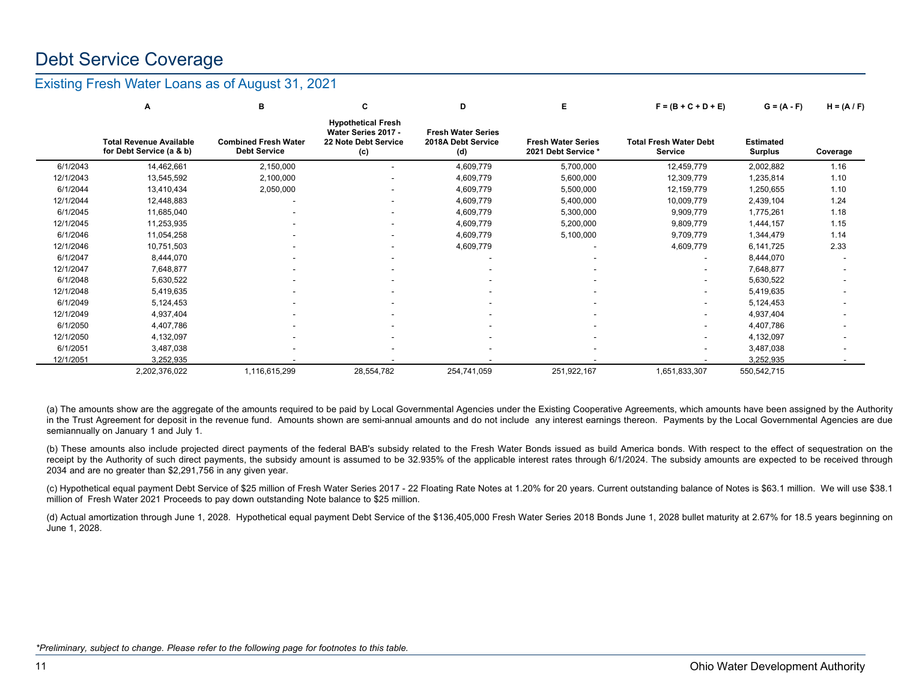# Debt Service Coverage

## Existing Fresh Water Loans as of August 31, 2021

| | A | B | C | D | E | F = (B + C + D + E) | G = (A - F) | H = (A / F) |
|---|---|---|---|---|---|---|---|---|
| | Total Revenue Available for Debt Service (a & b) | Combined Fresh Water Debt Service | Hypothetical Fresh Water Series 2017 - 22 Note Debt Service (c) | Fresh Water Series 2018A Debt Service (d) | Fresh Water Series 2021 Debt Service * | Total Fresh Water Debt Service | Estimated Surplus | Coverage |
| 6/1/2043 | 14,462,661 | 2,150,000 | - | 4,609,779 | 5,700,000 | 12,459,779 | 2,002,882 | 1.16 |
| 12/1/2043 | 13,545,592 | 2,100,000 | - | 4,609,779 | 5,600,000 | 12,309,779 | 1,235,814 | 1.10 |
| 6/1/2044 | 13,410,434 | 2,050,000 | - | 4,609,779 | 5,500,000 | 12,159,779 | 1,250,655 | 1.10 |
| 12/1/2044 | 12,448,883 | - | - | 4,609,779 | 5,400,000 | 10,009,779 | 2,439,104 | 1.24 |
| 6/1/2045 | 11,685,040 | - | - | 4,609,779 | 5,300,000 | 9,909,779 | 1,775,261 | 1.18 |
| 12/1/2045 | 11,253,935 | - | - | 4,609,779 | 5,200,000 | 9,809,779 | 1,444,157 | 1.15 |
| 6/1/2046 | 11,054,258 | - | - | 4,609,779 | 5,100,000 | 9,709,779 | 1,344,479 | 1.14 |
| 12/1/2046 | 10,751,503 | - | - | 4,609,779 | - | 4,609,779 | 6,141,725 | 2.33 |
| 6/1/2047 | 8,444,070 | - | - | - | - | - | 8,444,070 | - |
| 12/1/2047 | 7,648,877 | - | - | - | - | - | 7,648,877 | - |
| 6/1/2048 | 5,630,522 | - | - | - | - | - | 5,630,522 | - |
| 12/1/2048 | 5,419,635 | - | - | - | - | - | 5,419,635 | - |
| 6/1/2049 | 5,124,453 | - | - | - | - | - | 5,124,453 | - |
| 12/1/2049 | 4,937,404 | - | - | - | - | - | 4,937,404 | - |
| 6/1/2050 | 4,407,786 | - | - | - | - | - | 4,407,786 | - |
| 12/1/2050 | 4,132,097 | - | - | - | - | - | 4,132,097 | - |
| 6/1/2051 | 3,487,038 | - | - | - | - | - | 3,487,038 | - |
| 12/1/2051 | 3,252,935 | - | - | - | - | - | 3,252,935 | - |
| | 2,202,376,022 | 1,116,615,299 | 28,554,782 | 254,741,059 | 251,922,167 | 1,651,833,307 | 550,542,715 | |

(a) The amounts show are the aggregate of the amounts required to be paid by Local Governmental Agencies under the Existing Cooperative Agreements, which amounts have been assigned by the Authority in the Trust Agreement for deposit in the revenue fund. Amounts shown are semi-annual amounts and do not include any interest earnings thereon. Payments by the Local Governmental Agencies are due semiannually on January 1 and July 1.

(b) These amounts also include projected direct payments of the federal BAB's subsidy related to the Fresh Water Bonds issued as build America bonds. With respect to the effect of sequestration on the receipt by the Authority of such direct payments, the subsidy amount is assumed to be 32.935% of the applicable interest rates through 6/1/2024. The subsidy amounts are expected to be received through 2034 and are no greater than $2,291,756 in any given year.

(c) Hypothetical equal payment Debt Service of $25 million of Fresh Water Series 2017 - 22 Floating Rate Notes at 1.20% for 20 years. Current outstanding balance of Notes is $63.1 million. We will use $38.1 million of Fresh Water 2021 Proceeds to pay down outstanding Note balance to $25 million.

(d) Actual amortization through June 1, 2028. Hypothetical equal payment Debt Service of the $136,405,000 Fresh Water Series 2018 Bonds June 1, 2028 bullet maturity at 2.67% for 18.5 years beginning on June 1, 2028.

*\*Preliminary, subject to change. Please refer to the following page for footnotes to this table.*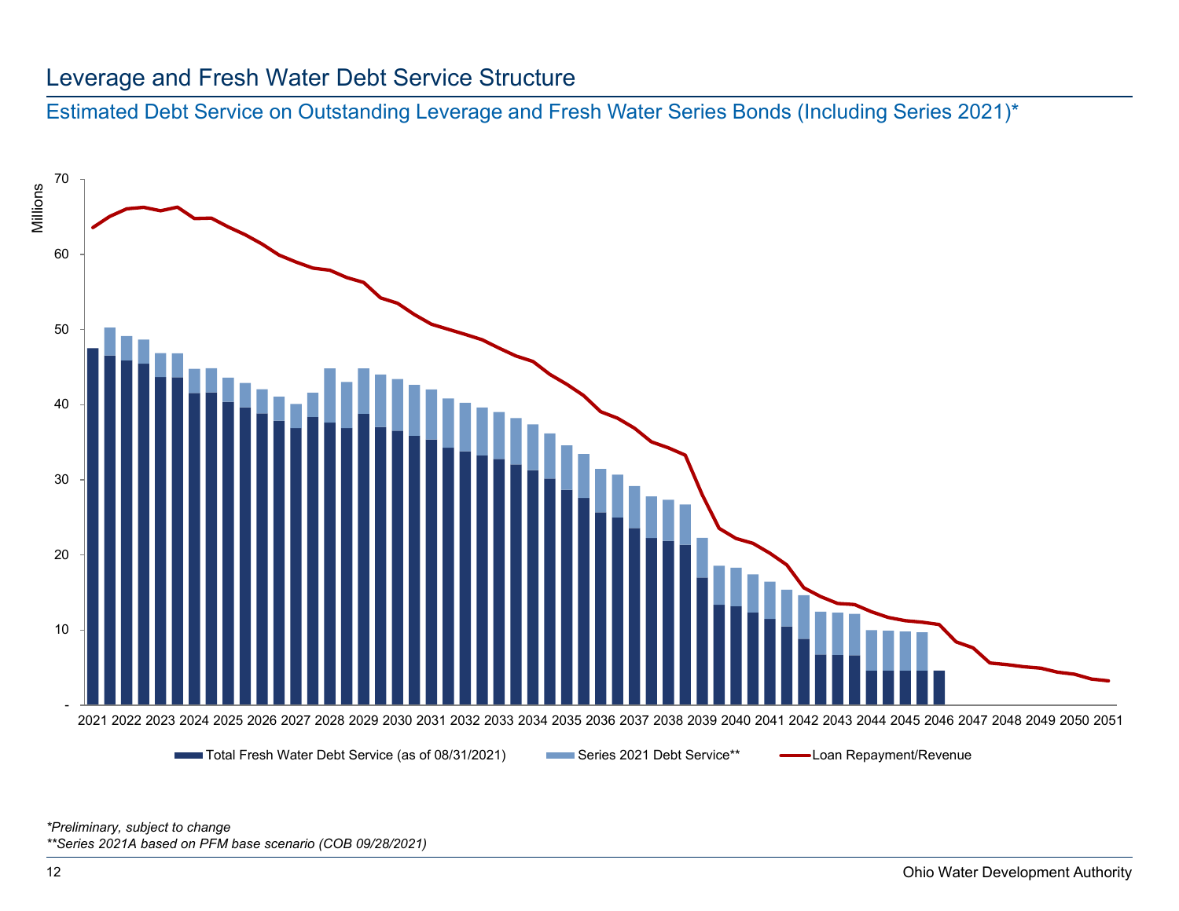# Leverage and Fresh Water Debt Service Structure

## Estimated Debt Service on Outstanding Leverage and Fresh Water Series Bonds (Including Series 2021)*

Millions

70
60
50
40
30
20
10
-

2021 2022 2023 2024 2025 2026 2027 2028 2029 2030 2031 2032 2033 2034 2035 2036 2037 2038 2039 2040 2041 2042 2043 2044 2045 2046 2047 2048 2049 2050 2051

Total Fresh Water Debt Service (as of 08/31/2021) | Series 2021 Debt Service** | Loan Repayment/Revenue

*\*Preliminary, subject to change*

*\*\*Series 2021A based on PFM base scenario (COB 09/28/2021)*

Ohio Water Development Authority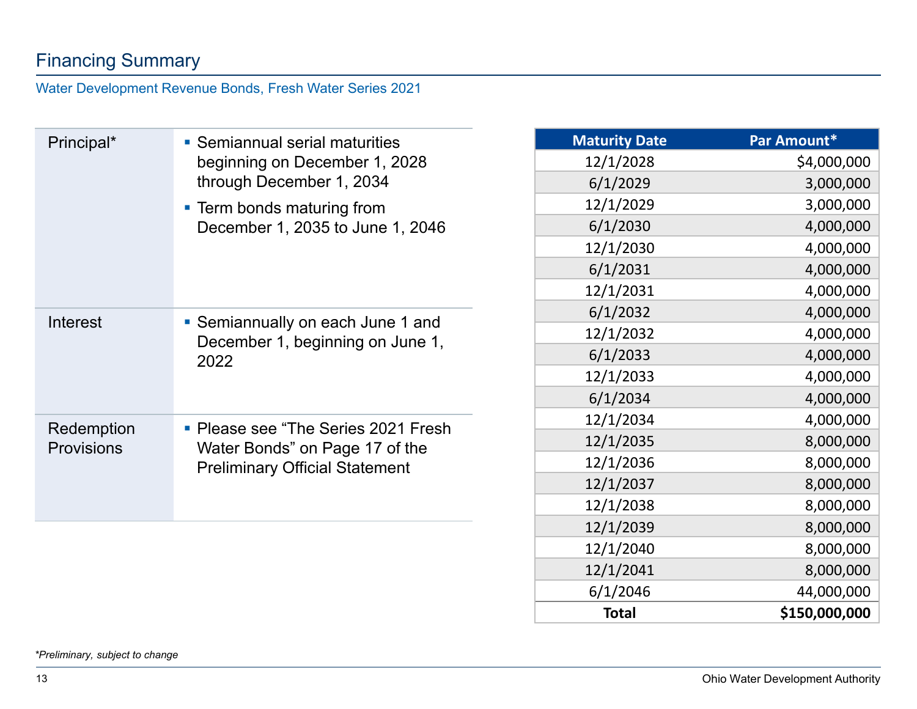# Financing Summary

## Water Development Revenue Bonds, Fresh Water Series 2021

| | |
|---|---|
| Principal* | ▪ Semiannual serial maturities beginning on December 1, 2028 through December 1, 2034<br>▪ Term bonds maturing from December 1, 2035 to June 1, 2046 |
| Interest | ▪ Semiannually on each June 1 and December 1, beginning on June 1, 2022 |
| Redemption Provisions | ▪ Please see “The Series 2021 Fresh Water Bonds” on Page 17 of the Preliminary Official Statement |

| Maturity Date | Par Amount* |
|---|---:|
| 12/1/2028 | $4,000,000 |
| 6/1/2029 | 3,000,000 |
| 12/1/2029 | 3,000,000 |
| 6/1/2030 | 4,000,000 |
| 12/1/2030 | 4,000,000 |
| 6/1/2031 | 4,000,000 |
| 12/1/2031 | 4,000,000 |
| 6/1/2032 | 4,000,000 |
| 12/1/2032 | 4,000,000 |
| 6/1/2033 | 4,000,000 |
| 12/1/2033 | 4,000,000 |
| 6/1/2034 | 4,000,000 |
| 12/1/2034 | 4,000,000 |
| 12/1/2035 | 8,000,000 |
| 12/1/2036 | 8,000,000 |
| 12/1/2037 | 8,000,000 |
| 12/1/2038 | 8,000,000 |
| 12/1/2039 | 8,000,000 |
| 12/1/2040 | 8,000,000 |
| 12/1/2041 | 8,000,000 |
| 6/1/2046 | 44,000,000 |
| **Total** | **$150,000,000** |

*\*Preliminary, subject to change*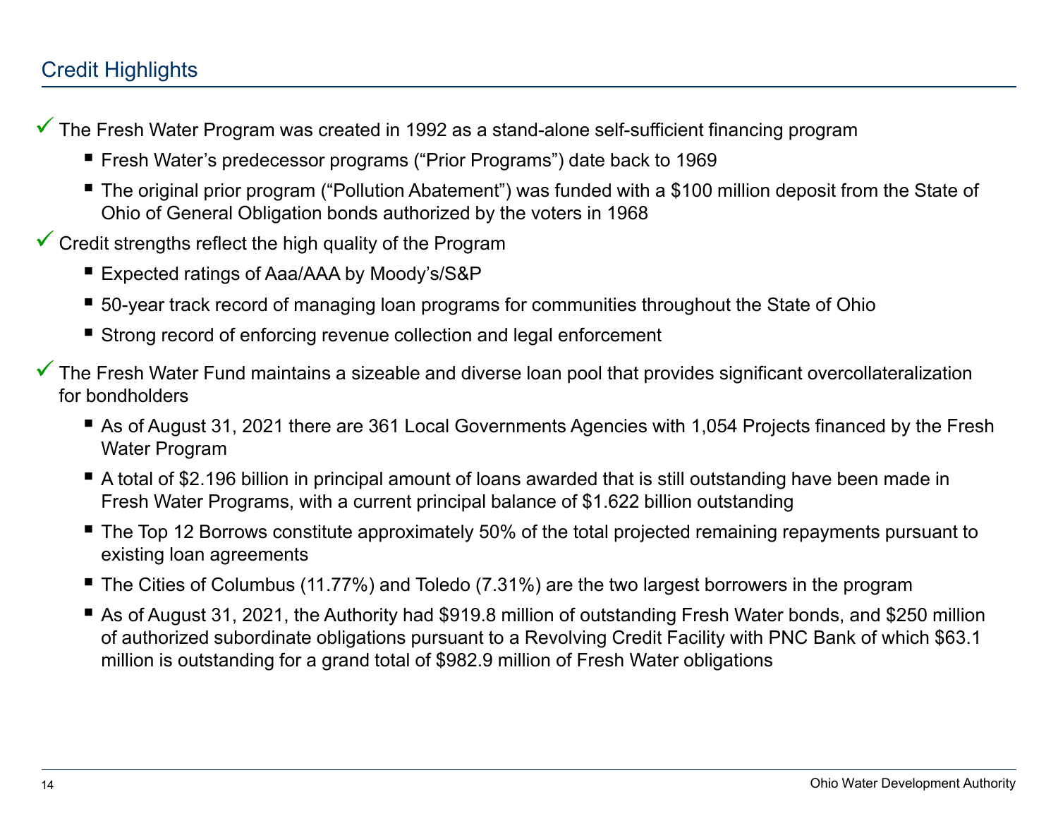## Credit Highlights

- ✓ The Fresh Water Program was created in 1992 as a stand-alone self-sufficient financing program
  - Fresh Water's predecessor programs ("Prior Programs") date back to 1969
  - The original prior program ("Pollution Abatement") was funded with a $100 million deposit from the State of Ohio of General Obligation bonds authorized by the voters in 1968
- ✓ Credit strengths reflect the high quality of the Program
  - Expected ratings of Aaa/AAA by Moody's/S&P
  - 50-year track record of managing loan programs for communities throughout the State of Ohio
  - Strong record of enforcing revenue collection and legal enforcement
- ✓ The Fresh Water Fund maintains a sizeable and diverse loan pool that provides significant overcollateralization for bondholders
  - As of August 31, 2021 there are 361 Local Governments Agencies with 1,054 Projects financed by the Fresh Water Program
  - A total of $2.196 billion in principal amount of loans awarded that is still outstanding have been made in Fresh Water Programs, with a current principal balance of $1.622 billion outstanding
  - The Top 12 Borrows constitute approximately 50% of the total projected remaining repayments pursuant to existing loan agreements
  - The Cities of Columbus (11.77%) and Toledo (7.31%) are the two largest borrowers in the program
  - As of August 31, 2021, the Authority had $919.8 million of outstanding Fresh Water bonds, and $250 million of authorized subordinate obligations pursuant to a Revolving Credit Facility with PNC Bank of which $63.1 million is outstanding for a grand total of $982.9 million of Fresh Water obligations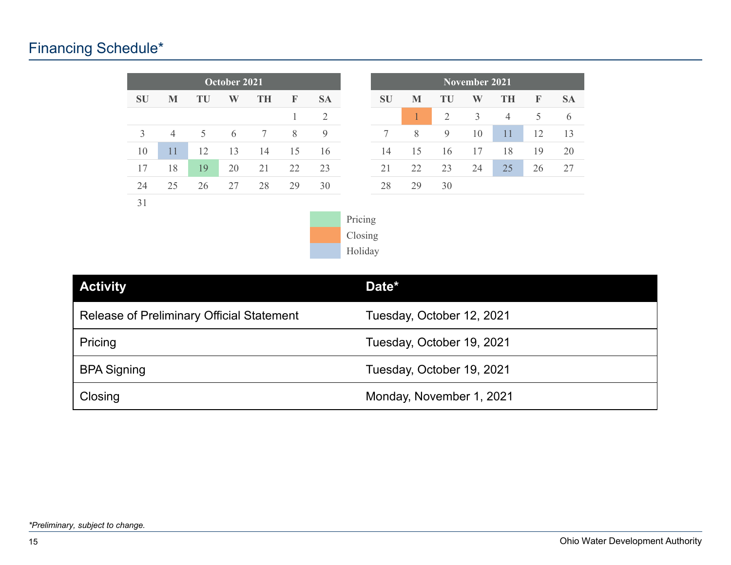# Financing Schedule*

| October 2021 | | | | | | |
|---|---|---|---|---|---|---|
| SU | M | TU | W | TH | F | SA |
| | | | | | 1 | 2 |
| 3 | 4 | 5 | 6 | 7 | 8 | 9 |
| 10 | 11 | 12 | 13 | 14 | 15 | 16 |
| 17 | 18 | 19 | 20 | 21 | 22 | 23 |
| 24 | 25 | 26 | 27 | 28 | 29 | 30 |
| 31 | | | | | | |

| November 2021 | | | | | | |
|---|---|---|---|---|---|---|
| SU | M | TU | W | TH | F | SA |
| | 1 | 2 | 3 | 4 | 5 | 6 |
| 7 | 8 | 9 | 10 | 11 | 12 | 13 |
| 14 | 15 | 16 | 17 | 18 | 19 | 20 |
| 21 | 22 | 23 | 24 | 25 | 26 | 27 |
| 28 | 29 | 30 | | | | |

Pricing: October 19
Closing: November 1
Holiday: October 11, November 11, November 25

| Activity | Date* |
|---|---|
| Release of Preliminary Official Statement | Tuesday, October 12, 2021 |
| Pricing | Tuesday, October 19, 2021 |
| BPA Signing | Tuesday, October 19, 2021 |
| Closing | Monday, November 1, 2021 |

*\*Preliminary, subject to change.*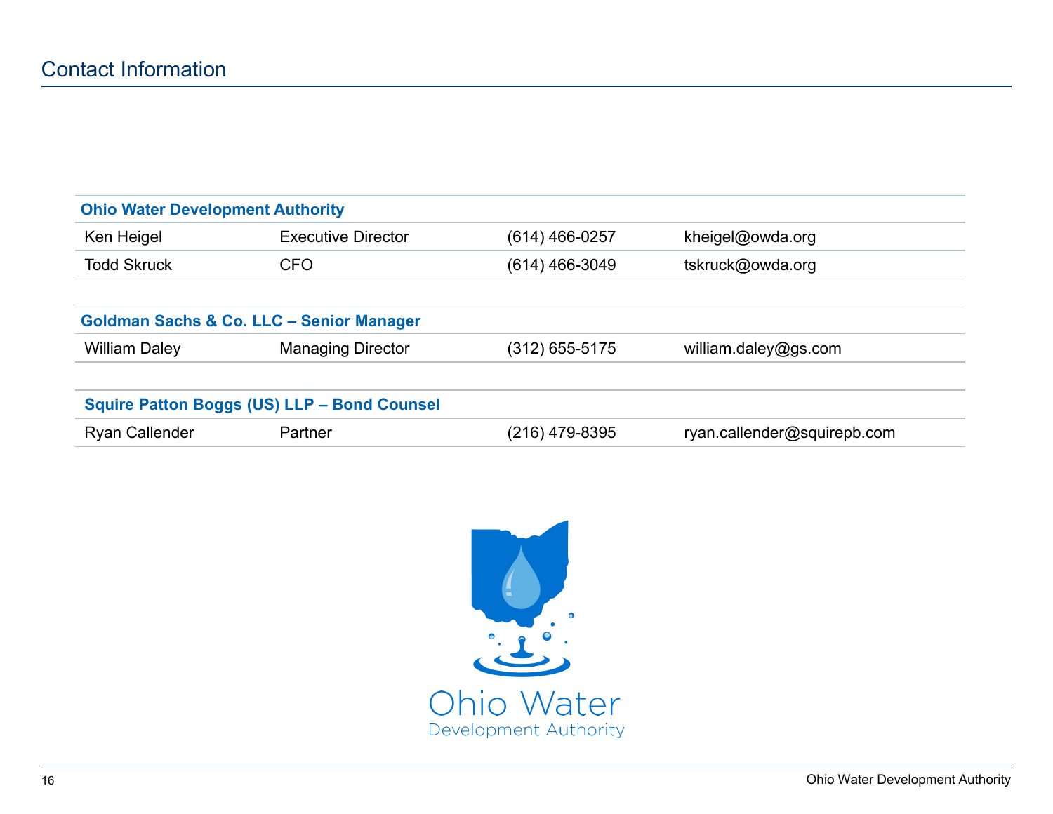# Contact Information

| | | | |
|---|---|---|---|
| **Ohio Water Development Authority** | | | |
| Ken Heigel | Executive Director | (614) 466-0257 | kheigel@owda.org |
| Todd Skruck | CFO | (614) 466-3049 | tskruck@owda.org |

| | | | |
|---|---|---|---|
| **Goldman Sachs & Co. LLC – Senior Manager** | | | |
| William Daley | Managing Director | (312) 655-5175 | william.daley@gs.com |

| | | | |
|---|---|---|---|
| **Squire Patton Boggs (US) LLP – Bond Counsel** | | | |
| Ryan Callender | Partner | (216) 479-8395 | ryan.callender@squirepb.com |

Ohio Water
Development Authority